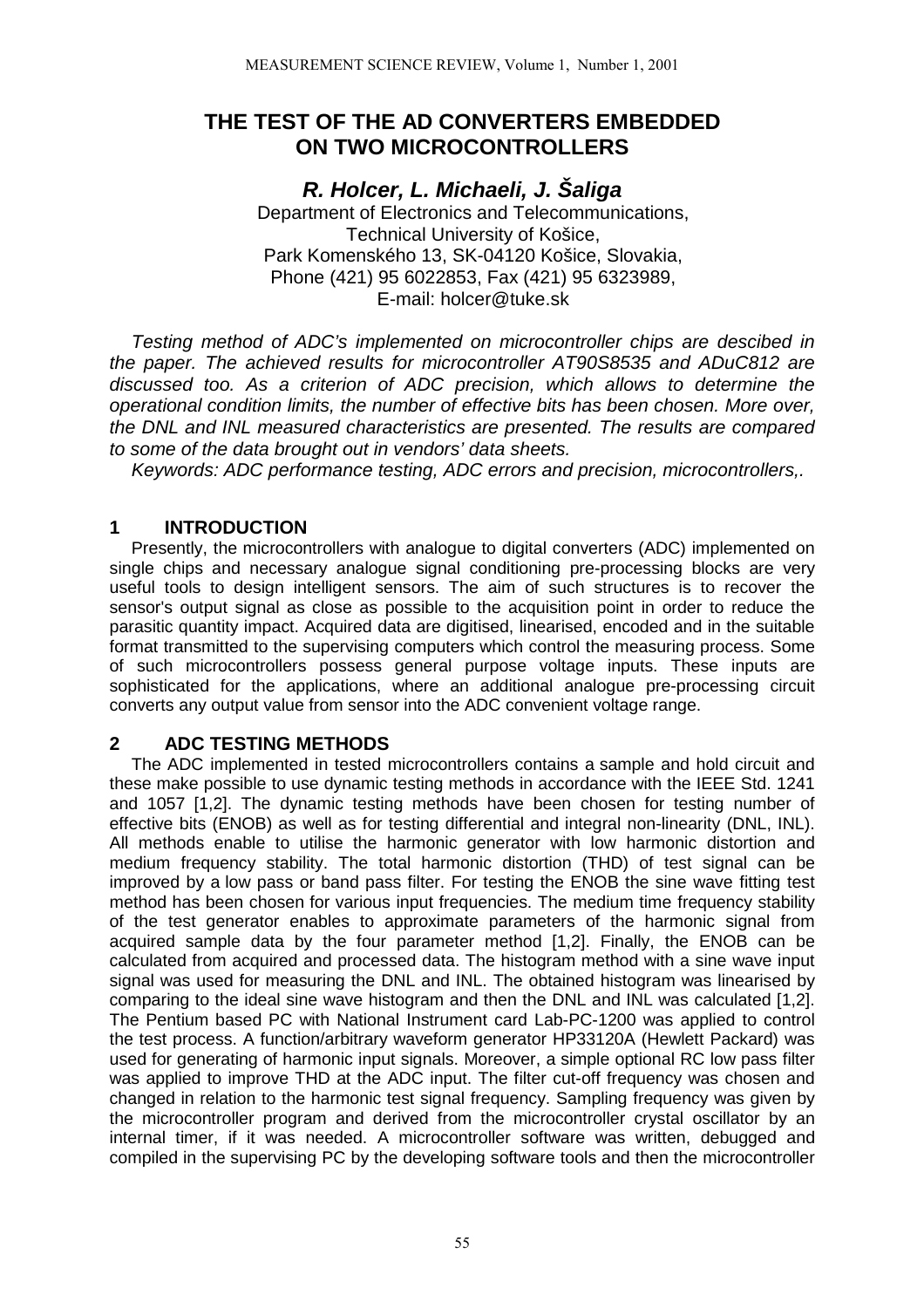# THE TEST OF THE AD CONVERTERS EMBEDDED ON TWO MICROCONTROLLERS

***R. Holcer, L. Michaeli, J. Šaliga***

Department of Electronics and Telecommunications,
Technical University of Košice,
Park Komenského 13, SK-04120 Košice, Slovakia,
Phone (421) 95 6022853, Fax (421) 95 6323989,
E-mail: holcer@tuke.sk

*Testing method of ADC's implemented on microcontroller chips are descibed in the paper. The achieved results for microcontroller AT90S8535 and ADuC812 are discussed too. As a criterion of ADC precision, which allows to determine the operational condition limits, the number of effective bits has been chosen. More over, the DNL and INL measured characteristics are presented. The results are compared to some of the data brought out in vendors' data sheets.*

*Keywords: ADC performance testing, ADC errors and precision, microcontrollers,.*

## 1 INTRODUCTION

Presently, the microcontrollers with analogue to digital converters (ADC) implemented on single chips and necessary analogue signal conditioning pre-processing blocks are very useful tools to design intelligent sensors. The aim of such structures is to recover the sensor's output signal as close as possible to the acquisition point in order to reduce the parasitic quantity impact. Acquired data are digitised, linearised, encoded and in the suitable format transmitted to the supervising computers which control the measuring process. Some of such microcontrollers possess general purpose voltage inputs. These inputs are sophisticated for the applications, where an additional analogue pre-processing circuit converts any output value from sensor into the ADC convenient voltage range.

## 2 ADC TESTING METHODS

The ADC implemented in tested microcontrollers contains a sample and hold circuit and these make possible to use dynamic testing methods in accordance with the IEEE Std. 1241 and 1057 [1,2]. The dynamic testing methods have been chosen for testing number of effective bits (ENOB) as well as for testing differential and integral non-linearity (DNL, INL). All methods enable to utilise the harmonic generator with low harmonic distortion and medium frequency stability. The total harmonic distortion (THD) of test signal can be improved by a low pass or band pass filter. For testing the ENOB the sine wave fitting test method has been chosen for various input frequencies. The medium time frequency stability of the test generator enables to approximate parameters of the harmonic signal from acquired sample data by the four parameter method [1,2]. Finally, the ENOB can be calculated from acquired and processed data. The histogram method with a sine wave input signal was used for measuring the DNL and INL. The obtained histogram was linearised by comparing to the ideal sine wave histogram and then the DNL and INL was calculated [1,2]. The Pentium based PC with National Instrument card Lab-PC-1200 was applied to control the test process. A function/arbitrary waveform generator HP33120A (Hewlett Packard) was used for generating of harmonic input signals. Moreover, a simple optional RC low pass filter was applied to improve THD at the ADC input. The filter cut-off frequency was chosen and changed in relation to the harmonic test signal frequency. Sampling frequency was given by the microcontroller program and derived from the microcontroller crystal oscillator by an internal timer, if it was needed. A microcontroller software was written, debugged and compiled in the supervising PC by the developing software tools and then the microcontroller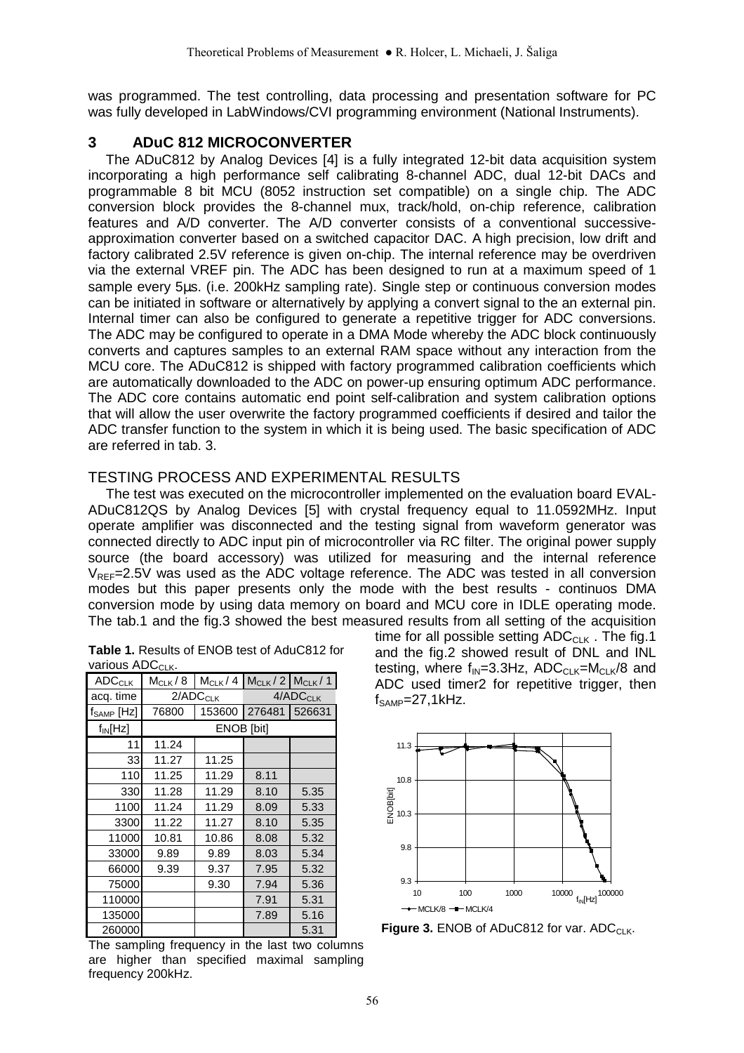was programmed. The test controlling, data processing and presentation software for PC was fully developed in LabWindows/CVI programming environment (National Instruments).

## 3 ADuC 812 MICROCONVERTER

The ADuC812 by Analog Devices [4] is a fully integrated 12-bit data acquisition system incorporating a high performance self calibrating 8-channel ADC, dual 12-bit DACs and programmable 8 bit MCU (8052 instruction set compatible) on a single chip. The ADC conversion block provides the 8-channel mux, track/hold, on-chip reference, calibration features and A/D converter. The A/D converter consists of a conventional successive-approximation converter based on a switched capacitor DAC. A high precision, low drift and factory calibrated 2.5V reference is given on-chip. The internal reference may be overdriven via the external VREF pin. The ADC has been designed to run at a maximum speed of 1 sample every 5µs. (i.e. 200kHz sampling rate). Single step or continuous conversion modes can be initiated in software or alternatively by applying a convert signal to the an external pin. Internal timer can also be configured to generate a repetitive trigger for ADC conversions. The ADC may be configured to operate in a DMA Mode whereby the ADC block continuously converts and captures samples to an external RAM space without any interaction from the MCU core. The ADuC812 is shipped with factory programmed calibration coefficients which are automatically downloaded to the ADC on power-up ensuring optimum ADC performance. The ADC core contains automatic end point self-calibration and system calibration options that will allow the user overwrite the factory programmed coefficients if desired and tailor the ADC transfer function to the system in which it is being used. The basic specification of ADC are referred in tab. 3.

## TESTING PROCESS AND EXPERIMENTAL RESULTS

The test was executed on the microcontroller implemented on the evaluation board EVAL-ADuC812QS by Analog Devices [5] with crystal frequency equal to 11.0592MHz. Input operate amplifier was disconnected and the testing signal from waveform generator was connected directly to ADC input pin of microcontroller via RC filter. The original power supply source (the board accessory) was utilized for measuring and the internal reference $V_{REF}$=2.5V was used as the ADC voltage reference. The ADC was tested in all conversion modes but this paper presents only the mode with the best results - continuos DMA conversion mode by using data memory on board and MCU core in IDLE operating mode. The tab.1 and the fig.3 showed the best measured results from all setting of the acquisition time for all possible setting $ADC_{CLK}$ . The fig.1 and the fig.2 showed result of DNL and INL testing, where $f_{IN}$=3.3Hz, $ADC_{CLK}$=$M_{CLK}$/8 and ADC used timer2 for repetitive trigger, then $f_{SAMP}$=27,1kHz.

**Table 1.** Results of ENOB test of AduC812 for various $ADC_{CLK}$.

| $ADC_{CLK}$ | $M_{CLK}$ / 8 | $M_{CLK}$ / 4 | $M_{CLK}$ / 2 | $M_{CLK}$ / 1 |
|---|---|---|---|---|
| acq. time | 2/$ADC_{CLK}$ | | 4/$ADC_{CLK}$ | |
| $f_{SAMP}$ [Hz] | 76800 | 153600 | 276481 | 526631 |
| $f_{IN}$[Hz] | ENOB [bit] | | | |
| 11 | 11.24 | | | |
| 33 | 11.27 | 11.25 | | |
| 110 | 11.25 | 11.29 | 8.11 | |
| 330 | 11.28 | 11.29 | 8.10 | 5.35 |
| 1100 | 11.24 | 11.29 | 8.09 | 5.33 |
| 3300 | 11.22 | 11.27 | 8.10 | 5.35 |
| 11000 | 10.81 | 10.86 | 8.08 | 5.32 |
| 33000 | 9.89 | 9.89 | 8.03 | 5.34 |
| 66000 | 9.39 | 9.37 | 7.95 | 5.32 |
| 75000 | | 9.30 | 7.94 | 5.36 |
| 110000 | | | 7.91 | 5.31 |
| 135000 | | | 7.89 | 5.16 |
| 260000 | | | | 5.31 |

The sampling frequency in the last two columns are higher than specified maximal sampling frequency 200kHz.

**Figure 3.** ENOB of ADuC812 for var. $ADC_{CLK}$.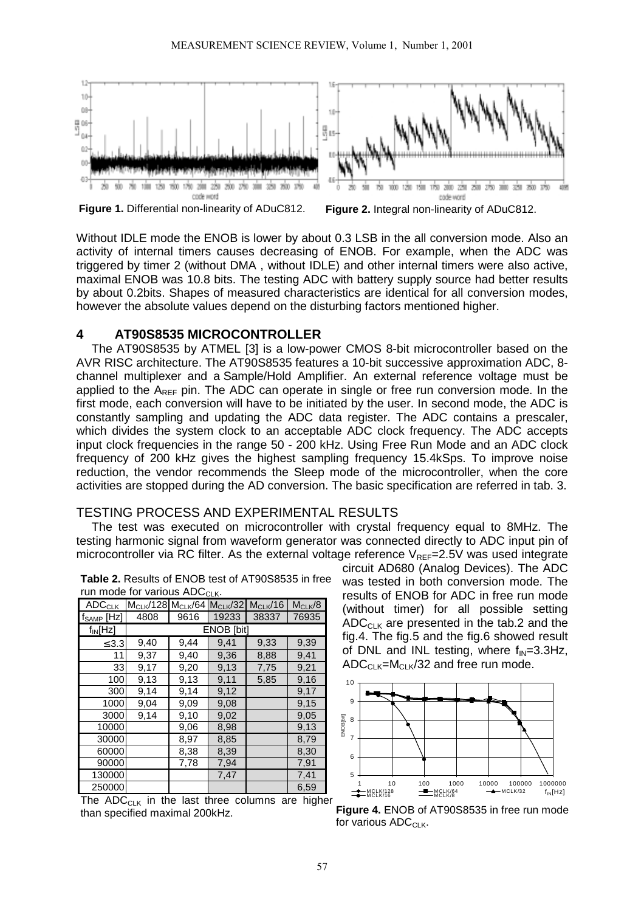Figure 1. Differential non-linearity of ADuC812.

Figure 2. Integral non-linearity of ADuC812.

Without IDLE mode the ENOB is lower by about 0.3 LSB in the all conversion mode. Also an activity of internal timers causes decreasing of ENOB. For example, when the ADC was triggered by timer 2 (without DMA , without IDLE) and other internal timers were also active, maximal ENOB was 10.8 bits. The testing ADC with battery supply source had better results by about 0.2bits. Shapes of measured characteristics are identical for all conversion modes, however the absolute values depend on the disturbing factors mentioned higher.

## 4 AT90S8535 MICROCONTROLLER

The AT90S8535 by ATMEL [3] is a low-power CMOS 8-bit microcontroller based on the AVR RISC architecture. The AT90S8535 features a 10-bit successive approximation ADC, 8-channel multiplexer and a Sample/Hold Amplifier. An external reference voltage must be applied to the $A_{REF}$ pin. The ADC can operate in single or free run conversion mode. In the first mode, each conversion will have to be initiated by the user. In second mode, the ADC is constantly sampling and updating the ADC data register. The ADC contains a prescaler, which divides the system clock to an acceptable ADC clock frequency. The ADC accepts input clock frequencies in the range 50 - 200 kHz. Using Free Run Mode and an ADC clock frequency of 200 kHz gives the highest sampling frequency 15.4kSps. To improve noise reduction, the vendor recommends the Sleep mode of the microcontroller, when the core activities are stopped during the AD conversion. The basic specification are referred in tab. 3.

### TESTING PROCESS AND EXPERIMENTAL RESULTS

The test was executed on microcontroller with crystal frequency equal to 8MHz. The testing harmonic signal from waveform generator was connected directly to ADC input pin of microcontroller via RC filter. As the external voltage reference $V_{REF}$=2.5V was used integrate circuit AD680 (Analog Devices). The ADC was tested in both conversion mode. The results of ENOB for ADC in free run mode (without timer) for all possible setting $ADC_{CLK}$ are presented in the tab.2 and the fig.4. The fig.5 and the fig.6 showed result of DNL and INL testing, where $f_{IN}$=3.3Hz, $ADC_{CLK}$=$M_{CLK}$/32 and free run mode.

**Table 2.** Results of ENOB test of AT90S8535 in free run mode for various $ADC_{CLK}$.

| $ADC_{CLK}$ | $M_{CLK}$/128 | $M_{CLK}$/64 | $M_{CLK}$/32 | $M_{CLK}$/16 | $M_{CLK}$/8 |
|---|---|---|---|---|---|
| $f_{SAMP}$ [Hz] | 4808 | 9616 | 19233 | 38337 | 76935 |
| $f_{IN}$[Hz] | ENOB [bit] | | | | |
| ≤3.3 | 9,40 | 9,44 | 9,41 | 9,33 | 9,39 |
| 11 | 9,37 | 9,40 | 9,36 | 8,88 | 9,41 |
| 33 | 9,17 | 9,20 | 9,13 | 7,75 | 9,21 |
| 100 | 9,13 | 9,13 | 9,11 | 5,85 | 9,16 |
| 300 | 9,14 | 9,14 | 9,12 | | 9,17 |
| 1000 | 9,04 | 9,09 | 9,08 | | 9,15 |
| 3000 | 9,14 | 9,10 | 9,02 | | 9,05 |
| 10000 | | 9,06 | 8,98 | | 9,13 |
| 30000 | | 8,97 | 8,85 | | 8,79 |
| 60000 | | 8,38 | 8,39 | | 8,30 |
| 90000 | | 7,78 | 7,94 | | 7,91 |
| 130000 | | | 7,47 | | 7,41 |
| 250000 | | | | | 6,59 |

The $ADC_{CLK}$ in the last three columns are higher than specified maximal 200kHz.

**Figure 4.** ENOB of AT90S8535 in free run mode for various $ADC_{CLK}$.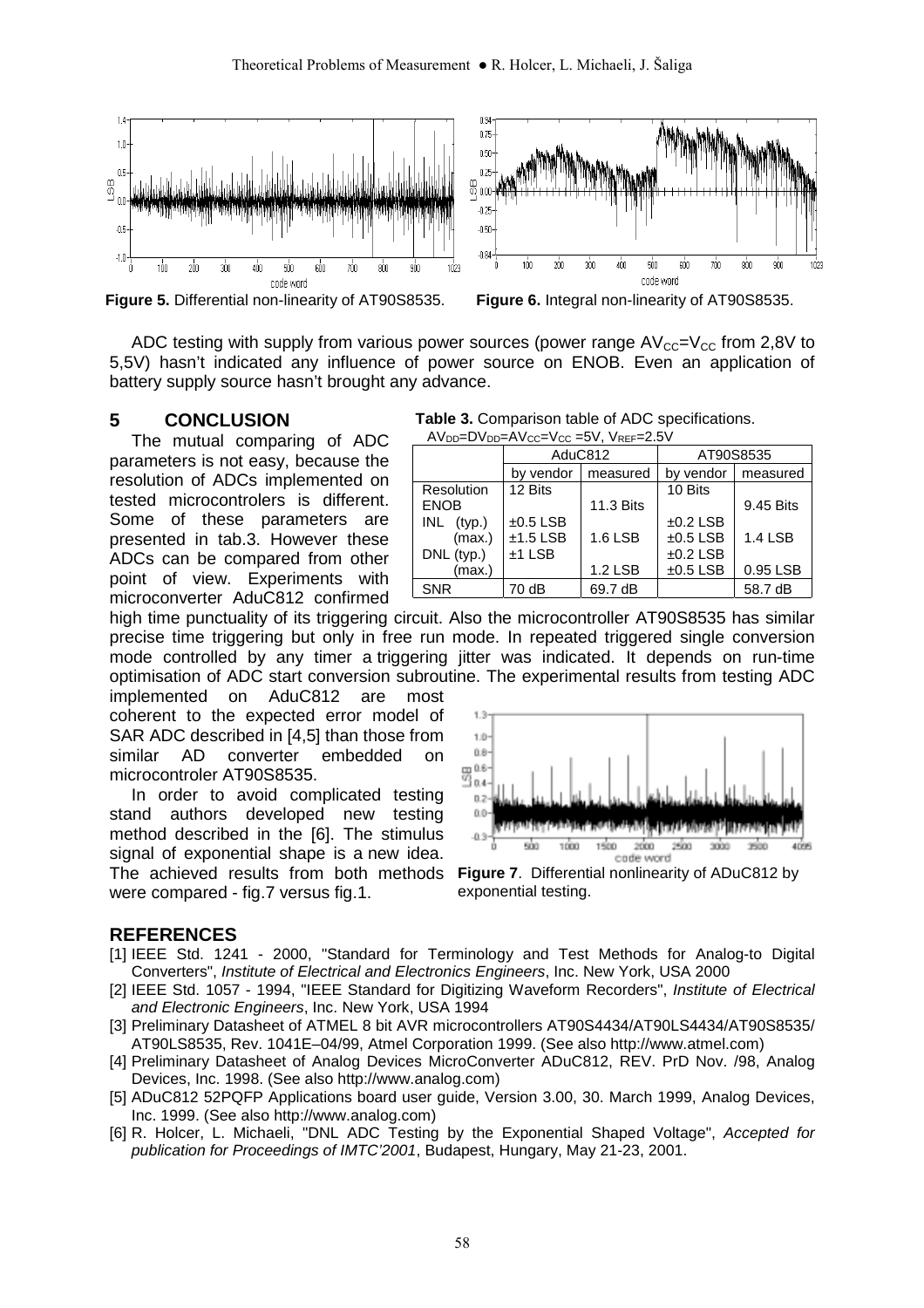1.4
1.0
0.5
LSB 0.0
-0.5
-1.0
0 100 200 300 400 500 600 700 800 900 1023
code word

**Figure 5.** Differential non-linearity of AT90S8535.

0.94
0.75
0.50
0.25
LSB 0.00
-0.25
-0.50
-0.84
0 100 200 300 400 500 600 700 800 900 1023
code word

**Figure 6.** Integral non-linearity of AT90S8535.

ADC testing with supply from various power sources (power range $AV_{CC}=V_{CC}$ from 2,8V to 5,5V) hasn't indicated any influence of power source on ENOB. Even an application of battery supply source hasn't brought any advance.

## 5 CONCLUSION

The mutual comparing of ADC parameters is not easy, because the resolution of ADCs implemented on tested microcontrolers is different. Some of these parameters are presented in tab.3. However these ADCs can be compared from other point of view. Experiments with microconverter AduC812 confirmed high time punctuality of its triggering circuit. Also the microcontroller AT90S8535 has similar precise time triggering but only in free run mode. In repeated triggered single conversion mode controlled by any timer a triggering jitter was indicated. It depends on run-time optimisation of ADC start conversion subroutine. The experimental results from testing ADC implemented on AduC812 are most coherent to the expected error model of SAR ADC described in [4,5] than those from similar AD converter embedded on microcontroler AT90S8535.

**Table 3.** Comparison table of ADC specifications.
$AV_{DD}=DV_{DD}=AV_{CC}=V_{CC}$ =5V, $V_{REF}$=2.5V

| | AduC812 | | AT90S8535 | |
|---|---|---|---|---|
| | by vendor | measured | by vendor | measured |
| Resolution | 12 Bits | | 10 Bits | |
| ENOB | | 11.3 Bits | | 9.45 Bits |
| INL (typ.) | ±0.5 LSB | | ±0.2 LSB | |
| (max.) | ±1.5 LSB | 1.6 LSB | ±0.5 LSB | 1.4 LSB |
| DNL (typ.) | ±1 LSB | | ±0.2 LSB | |
| (max.) | | 1.2 LSB | ±0.5 LSB | 0.95 LSB |
| SNR | 70 dB | 69.7 dB | | 58.7 dB |

In order to avoid complicated testing stand authors developed new testing method described in the [6]. The stimulus signal of exponential shape is a new idea. The achieved results from both methods were compared - fig.7 versus fig.1.

1.3
1.0
0.8
0.6
LSB 0.4
0.2
0.0
-0.3
0 500 1000 1500 2000 2500 3000 3500 4095
code word

**Figure 7**. Differential nonlinearity of ADuC812 by exponential testing.

## REFERENCES

[1] IEEE Std. 1241 - 2000, "Standard for Terminology and Test Methods for Analog-to Digital Converters", *Institute of Electrical and Electronics Engineers*, Inc. New York, USA 2000

[2] IEEE Std. 1057 - 1994, "IEEE Standard for Digitizing Waveform Recorders", *Institute of Electrical and Electronic Engineers*, Inc. New York, USA 1994

[3] Preliminary Datasheet of ATMEL 8 bit AVR microcontrollers AT90S4434/AT90LS4434/AT90S8535/ AT90LS8535, Rev. 1041E–04/99, Atmel Corporation 1999. (See also http://www.atmel.com)

[4] Preliminary Datasheet of Analog Devices MicroConverter ADuC812, REV. PrD Nov. /98, Analog Devices, Inc. 1998. (See also http://www.analog.com)

[5] ADuC812 52PQFP Applications board user guide, Version 3.00, 30. March 1999, Analog Devices, Inc. 1999. (See also http://www.analog.com)

[6] R. Holcer, L. Michaeli, "DNL ADC Testing by the Exponential Shaped Voltage", *Accepted for publication for Proceedings of IMTC'2001*, Budapest, Hungary, May 21-23, 2001.